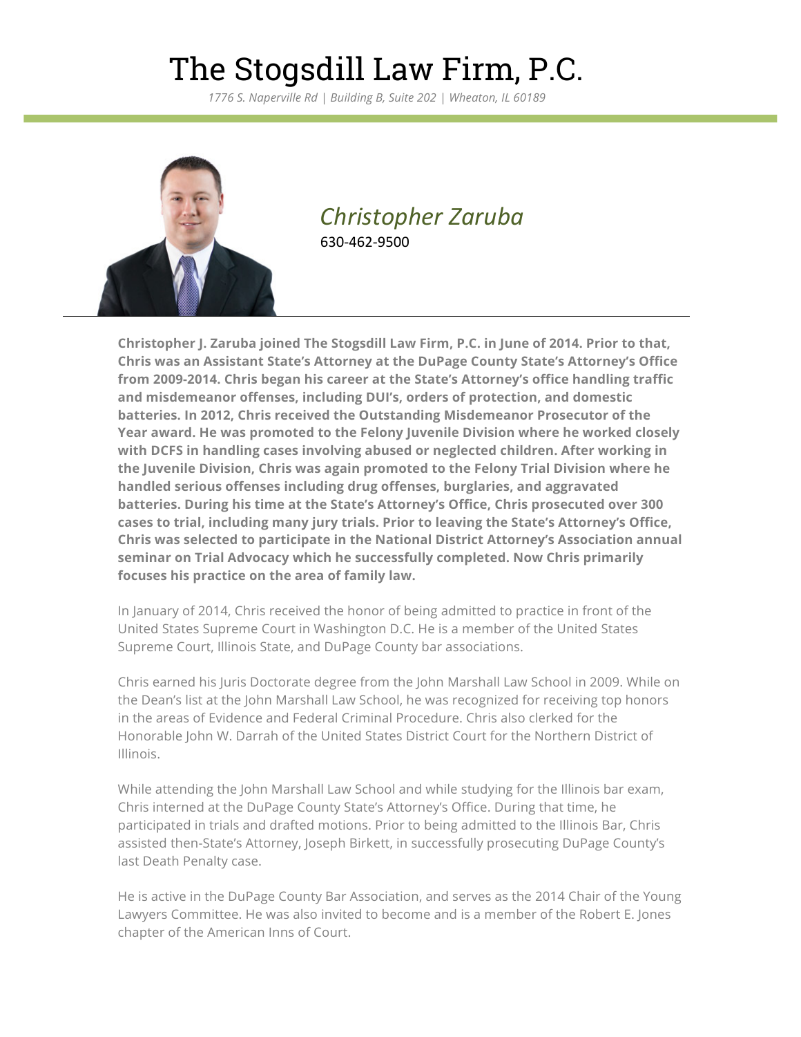# The Stogsdill Law Firm, P.C.

*1776 S. Naperville Rd | Building B, Suite 202 | Wheaton, IL 60189*

## *Christopher Zaruba*

630-462-9500

**Christopher J. Zaruba joined The Stogsdill Law Firm, P.C. in June of 2014. Prior to that, Chris was an Assistant State's Attorney at the DuPage County State's Attorney's Office from 2009-2014. Chris began his career at the State's Attorney's office handling traffic and misdemeanor offenses, including DUI's, orders of protection, and domestic batteries. In 2012, Chris received the Outstanding Misdemeanor Prosecutor of the Year award. He was promoted to the Felony Juvenile Division where he worked closely with DCFS in handling cases involving abused or neglected children. After working in the Juvenile Division, Chris was again promoted to the Felony Trial Division where he handled serious offenses including drug offenses, burglaries, and aggravated batteries. During his time at the State's Attorney's Office, Chris prosecuted over 300 cases to trial, including many jury trials. Prior to leaving the State's Attorney's Office, Chris was selected to participate in the National District Attorney's Association annual seminar on Trial Advocacy which he successfully completed. Now Chris primarily focuses his practice on the area of family law.**

In January of 2014, Chris received the honor of being admitted to practice in front of the United States Supreme Court in Washington D.C. He is a member of the United States Supreme Court, Illinois State, and DuPage County bar associations.

Chris earned his Juris Doctorate degree from the John Marshall Law School in 2009. While on the Dean's list at the John Marshall Law School, he was recognized for receiving top honors in the areas of Evidence and Federal Criminal Procedure. Chris also clerked for the Honorable John W. Darrah of the United States District Court for the Northern District of Illinois.

While attending the John Marshall Law School and while studying for the Illinois bar exam, Chris interned at the DuPage County State's Attorney's Office. During that time, he participated in trials and drafted motions. Prior to being admitted to the Illinois Bar, Chris assisted then-State's Attorney, Joseph Birkett, in successfully prosecuting DuPage County's last Death Penalty case.

He is active in the DuPage County Bar Association, and serves as the 2014 Chair of the Young Lawyers Committee. He was also invited to become and is a member of the Robert E. Jones chapter of the American Inns of Court.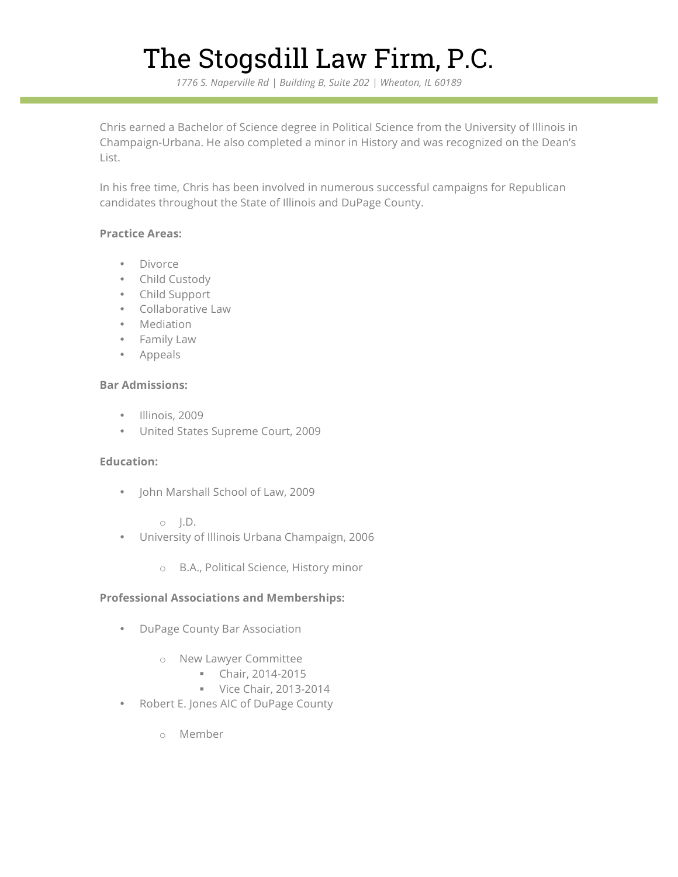Chris earned a Bachelor of Science degree in Political Science from the University of Illinois in Champaign-Urbana. He also completed a minor in History and was recognized on the Dean's List.

In his free time, Chris has been involved in numerous successful campaigns for Republican candidates throughout the State of Illinois and DuPage County.

**Practice Areas:**

- Divorce
- Child Custody
- Child Support
- Collaborative Law
- Mediation
- Family Law
- Appeals

**Bar Admissions:**

- Illinois, 2009
- United States Supreme Court, 2009

**Education:**

- John Marshall School of Law, 2009
  - J.D.
- University of Illinois Urbana Champaign, 2006
  - B.A., Political Science, History minor

**Professional Associations and Memberships:**

- DuPage County Bar Association
  - New Lawyer Committee
    - Chair, 2014-2015
    - Vice Chair, 2013-2014
- Robert E. Jones AIC of DuPage County
  - Member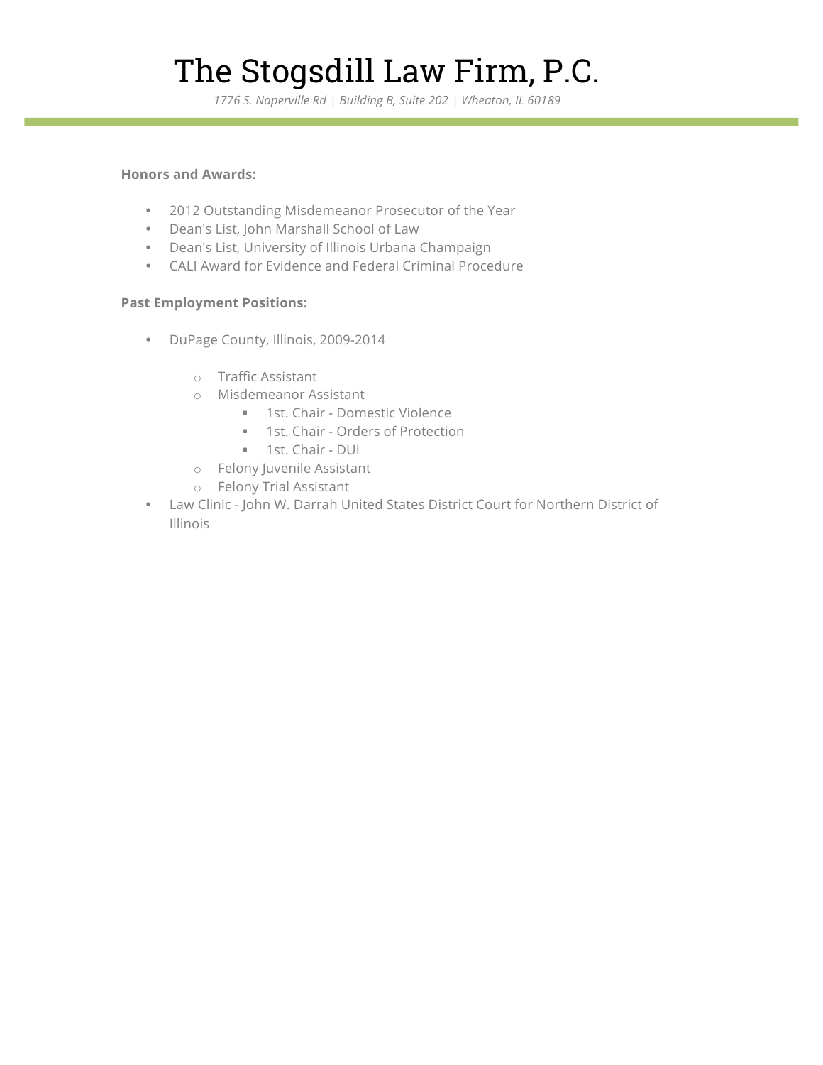# The Stogsdill Law Firm, P.C.

*1776 S. Naperville Rd | Building B, Suite 202 | Wheaton, IL 60189*

**Honors and Awards:**

- 2012 Outstanding Misdemeanor Prosecutor of the Year
- Dean's List, John Marshall School of Law
- Dean's List, University of Illinois Urbana Champaign
- CALI Award for Evidence and Federal Criminal Procedure

**Past Employment Positions:**

- DuPage County, Illinois, 2009-2014
    - Traffic Assistant
    - Misdemeanor Assistant
        - 1st. Chair - Domestic Violence
        - 1st. Chair - Orders of Protection
        - 1st. Chair - DUI
    - Felony Juvenile Assistant
    - Felony Trial Assistant
- Law Clinic - John W. Darrah United States District Court for Northern District of Illinois